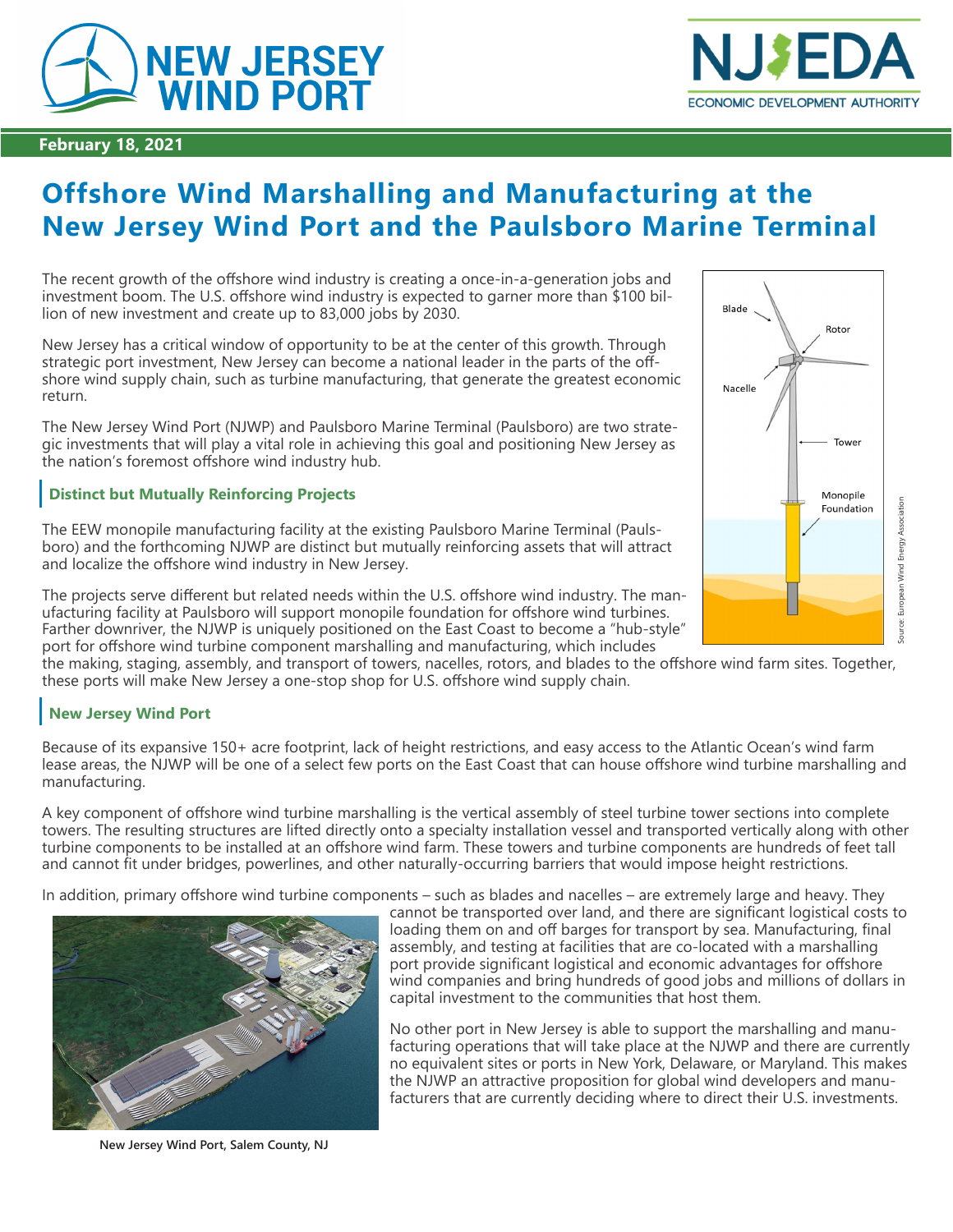**February 18, 2021**

# Offshore Wind Marshalling and Manufacturing at the New Jersey Wind Port and the Paulsboro Marine Terminal

The recent growth of the offshore wind industry is creating a once-in-a-generation jobs and investment boom. The U.S. offshore wind industry is expected to garner more than $100 billion of new investment and create up to 83,000 jobs by 2030.

New Jersey has a critical window of opportunity to be at the center of this growth. Through strategic port investment, New Jersey can become a national leader in the parts of the offshore wind supply chain, such as turbine manufacturing, that generate the greatest economic return.

The New Jersey Wind Port (NJWP) and Paulsboro Marine Terminal (Paulsboro) are two strategic investments that will play a vital role in achieving this goal and positioning New Jersey as the nation's foremost offshore wind industry hub.

## Distinct but Mutually Reinforcing Projects

The EEW monopile manufacturing facility at the existing Paulsboro Marine Terminal (Paulsboro) and the forthcoming NJWP are distinct but mutually reinforcing assets that will attract and localize the offshore wind industry in New Jersey.

The projects serve different but related needs within the U.S. offshore wind industry. The manufacturing facility at Paulsboro will support monopile foundation for offshore wind turbines. Farther downriver, the NJWP is uniquely positioned on the East Coast to become a "hub-style" port for offshore wind turbine component marshalling and manufacturing, which includes the making, staging, assembly, and transport of towers, nacelles, rotors, and blades to the offshore wind farm sites. Together, these ports will make New Jersey a one-stop shop for U.S. offshore wind supply chain.

Blade, Rotor, Nacelle, Tower, Monopile Foundation

Source: European Wind Energy Association

## New Jersey Wind Port

Because of its expansive 150+ acre footprint, lack of height restrictions, and easy access to the Atlantic Ocean's wind farm lease areas, the NJWP will be one of a select few ports on the East Coast that can house offshore wind turbine marshalling and manufacturing.

A key component of offshore wind turbine marshalling is the vertical assembly of steel turbine tower sections into complete towers. The resulting structures are lifted directly onto a specialty installation vessel and transported vertically along with other turbine components to be installed at an offshore wind farm. These towers and turbine components are hundreds of feet tall and cannot fit under bridges, powerlines, and other naturally-occurring barriers that would impose height restrictions.

In addition, primary offshore wind turbine components – such as blades and nacelles – are extremely large and heavy. They cannot be transported over land, and there are significant logistical costs to loading them on and off barges for transport by sea. Manufacturing, final assembly, and testing at facilities that are co-located with a marshalling port provide significant logistical and economic advantages for offshore wind companies and bring hundreds of good jobs and millions of dollars in capital investment to the communities that host them.

No other port in New Jersey is able to support the marshalling and manufacturing operations that will take place at the NJWP and there are currently no equivalent sites or ports in New York, Delaware, or Maryland. This makes the NJWP an attractive proposition for global wind developers and manufacturers that are currently deciding where to direct their U.S. investments.

New Jersey Wind Port, Salem County, NJ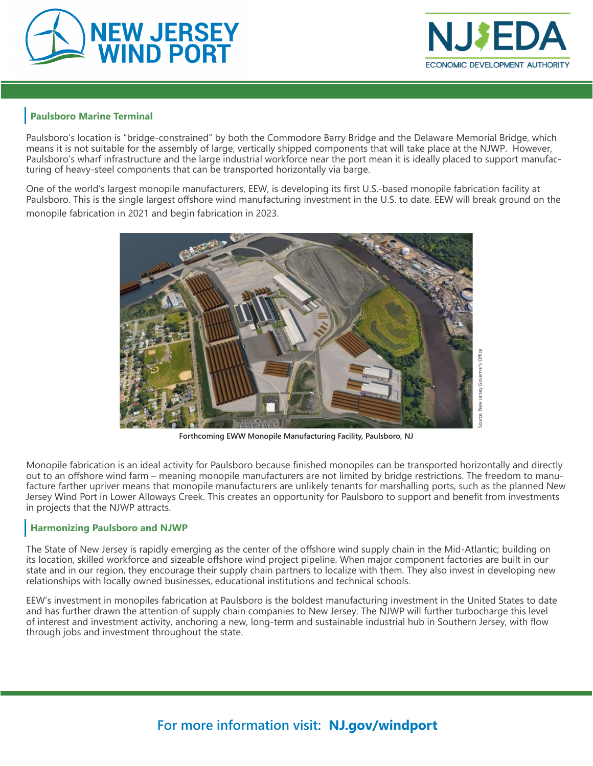## Paulsboro Marine Terminal

Paulsboro's location is "bridge-constrained" by both the Commodore Barry Bridge and the Delaware Memorial Bridge, which means it is not suitable for the assembly of large, vertically shipped components that will take place at the NJWP. However, Paulsboro's wharf infrastructure and the large industrial workforce near the port mean it is ideally placed to support manufacturing of heavy-steel components that can be transported horizontally via barge.

One of the world's largest monopile manufacturers, EEW, is developing its first U.S.-based monopile fabrication facility at Paulsboro. This is the single largest offshore wind manufacturing investment in the U.S. to date. EEW will break ground on the monopile fabrication in 2021 and begin fabrication in 2023.

Source: New Jersey Governor's Office

Forthcoming EWW Monopile Manufacturing Facility, Paulsboro, NJ

Monopile fabrication is an ideal activity for Paulsboro because finished monopiles can be transported horizontally and directly out to an offshore wind farm – meaning monopile manufacturers are not limited by bridge restrictions. The freedom to manufacture farther upriver means that monopile manufacturers are unlikely tenants for marshalling ports, such as the planned New Jersey Wind Port in Lower Alloways Creek. This creates an opportunity for Paulsboro to support and benefit from investments in projects that the NJWP attracts.

## Harmonizing Paulsboro and NJWP

The State of New Jersey is rapidly emerging as the center of the offshore wind supply chain in the Mid-Atlantic; building on its location, skilled workforce and sizeable offshore wind project pipeline. When major component factories are built in our state and in our region, they encourage their supply chain partners to localize with them. They also invest in developing new relationships with locally owned businesses, educational institutions and technical schools.

EEW's investment in monopiles fabrication at Paulsboro is the boldest manufacturing investment in the United States to date and has further drawn the attention of supply chain companies to New Jersey. The NJWP will further turbocharge this level of interest and investment activity, anchoring a new, long-term and sustainable industrial hub in Southern Jersey, with flow through jobs and investment throughout the state.

**For more information visit: NJ.gov/windport**